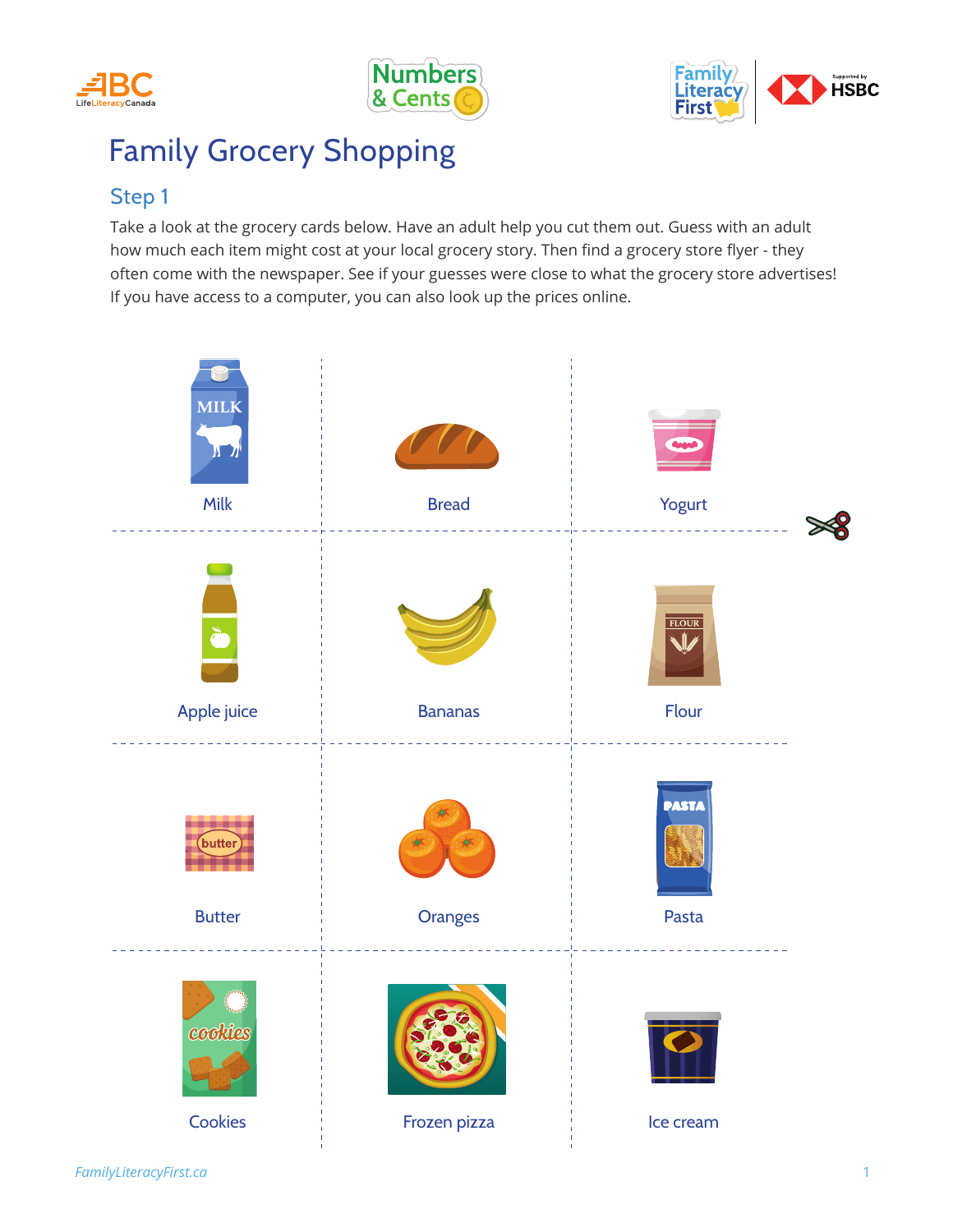# Family Grocery Shopping

## Step 1

Take a look at the grocery cards below. Have an adult help you cut them out. Guess with an adult how much each item might cost at your local grocery story. Then find a grocery store flyer - they often come with the newspaper. See if your guesses were close to what the grocery store advertises! If you have access to a computer, you can also look up the prices online.

| | | |
|---|---|---|
| Milk | Bread | Yogurt |
| Apple juice | Bananas | Flour |
| Butter | Oranges | Pasta |
| Cookies | Frozen pizza | Ice cream |

FamilyLiteracyFirst.ca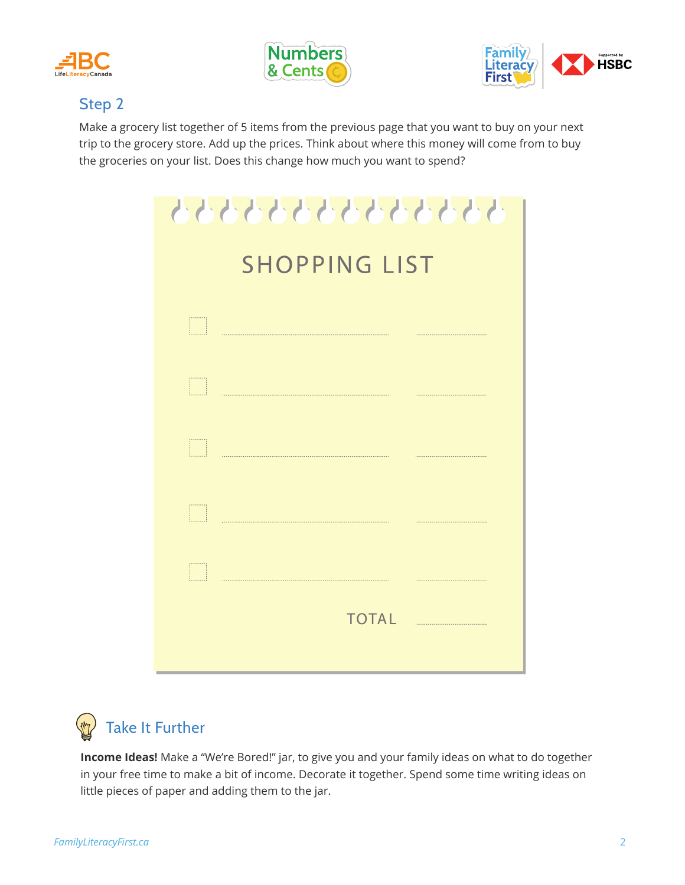## Step 2

Make a grocery list together of 5 items from the previous page that you want to buy on your next trip to the grocery store. Add up the prices. Think about where this money will come from to buy the groceries on your list. Does this change how much you want to spend?

SHOPPING LIST

- [ ] ______________________ __________
- [ ] ______________________ __________
- [ ] ______________________ __________
- [ ] ______________________ __________
- [ ] ______________________ __________

TOTAL __________

## Take It Further

**Income Ideas!** Make a "We're Bored!" jar, to give you and your family ideas on what to do together in your free time to make a bit of income. Decorate it together. Spend some time writing ideas on little pieces of paper and adding them to the jar.